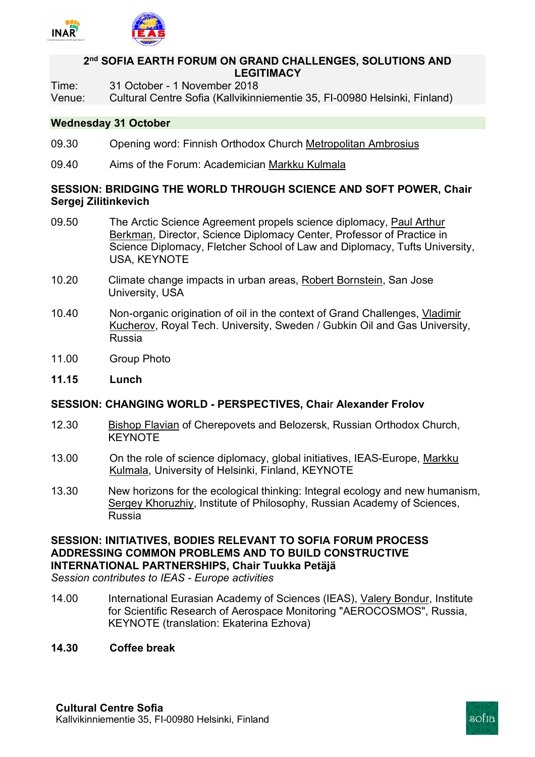## 2nd SOFIA EARTH FORUM ON GRAND CHALLENGES, SOLUTIONS AND LEGITIMACY

Time: 31 October - 1 November 2018
Venue: Cultural Centre Sofia (Kallvikinniementie 35, FI-00980 Helsinki, Finland)

### Wednesday 31 October

09.30 Opening word: Finnish Orthodox Church Metropolitan Ambrosius

09.40 Aims of the Forum: Academician Markku Kulmala

### SESSION: BRIDGING THE WORLD THROUGH SCIENCE AND SOFT POWER, Chair Sergej Zilitinkevich

09.50 The Arctic Science Agreement propels science diplomacy, Paul Arthur Berkman, Director, Science Diplomacy Center, Professor of Practice in Science Diplomacy, Fletcher School of Law and Diplomacy, Tufts University, USA, KEYNOTE

10.20 Climate change impacts in urban areas, Robert Bornstein, San Jose University, USA

10.40 Non-organic origination of oil in the context of Grand Challenges, Vladimir Kucherov, Royal Tech. University, Sweden / Gubkin Oil and Gas University, Russia

11.00 Group Photo

**11.15 Lunch**

### SESSION: CHANGING WORLD - PERSPECTIVES, Chair Alexander Frolov

12.30 Bishop Flavian of Cherepovets and Belozersk, Russian Orthodox Church, KEYNOTE

13.00 On the role of science diplomacy, global initiatives, IEAS-Europe, Markku Kulmala, University of Helsinki, Finland, KEYNOTE

13.30 New horizons for the ecological thinking: Integral ecology and new humanism, Sergey Khoruzhiy, Institute of Philosophy, Russian Academy of Sciences, Russia

### SESSION: INITIATIVES, BODIES RELEVANT TO SOFIA FORUM PROCESS ADDRESSING COMMON PROBLEMS AND TO BUILD CONSTRUCTIVE INTERNATIONAL PARTNERSHIPS, Chair Tuukka Petäjä

*Session contributes to IEAS - Europe activities*

14.00 International Eurasian Academy of Sciences (IEAS), Valery Bondur, Institute for Scientific Research of Aerospace Monitoring "AEROCOSMOS", Russia, KEYNOTE (translation: Ekaterina Ezhova)

**14.30 Coffee break**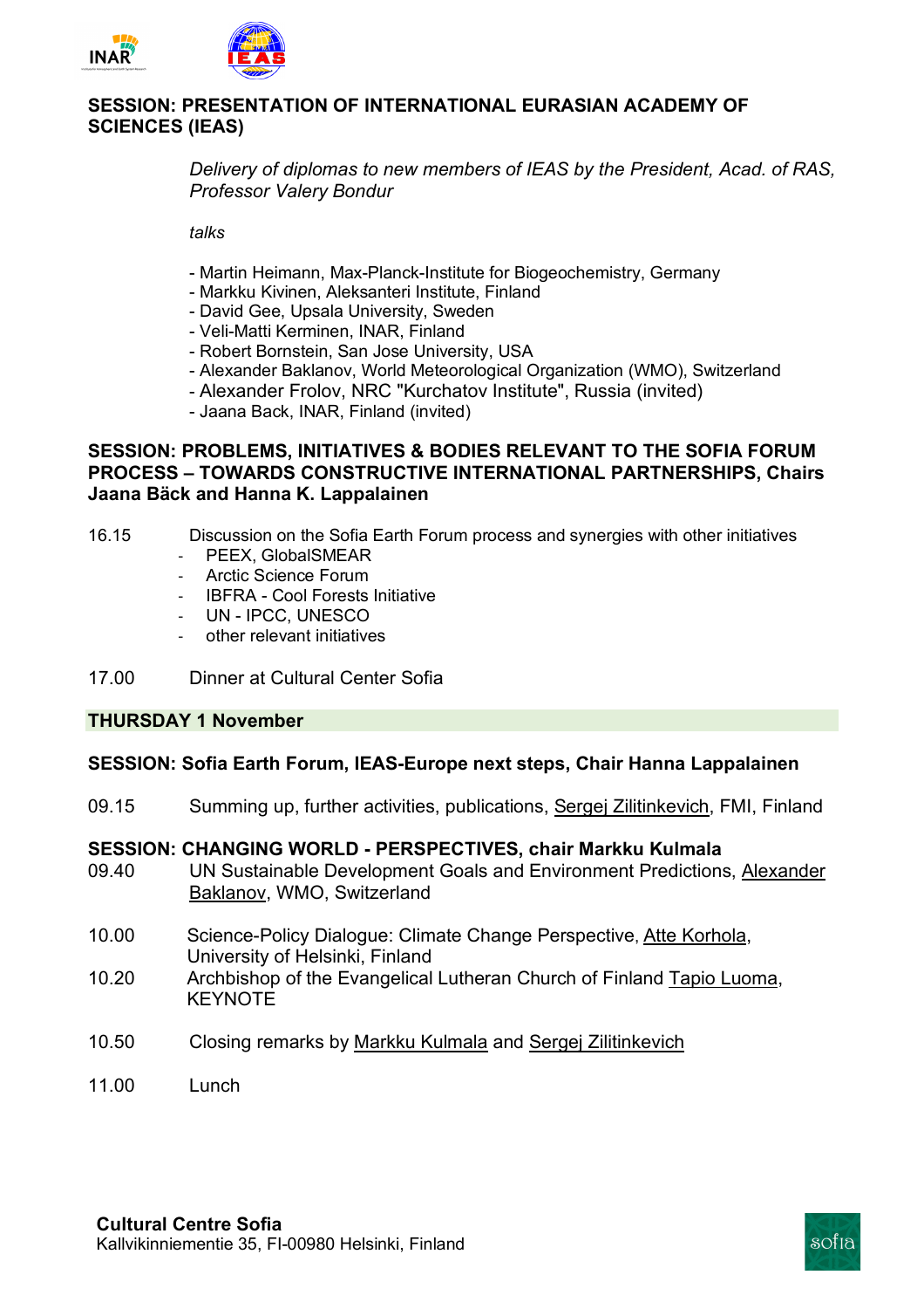## SESSION: PRESENTATION OF INTERNATIONAL EURASIAN ACADEMY OF SCIENCES (IEAS)

*Delivery of diplomas to new members of IEAS by the President, Acad. of RAS, Professor Valery Bondur*

*talks*

- Martin Heimann, Max-Planck-Institute for Biogeochemistry, Germany
- Markku Kivinen, Aleksanteri Institute, Finland
- David Gee, Upsala University, Sweden
- Veli-Matti Kerminen, INAR, Finland
- Robert Bornstein, San Jose University, USA
- Alexander Baklanov, World Meteorological Organization (WMO), Switzerland
- Alexander Frolov, NRC "Kurchatov Institute", Russia (invited)
- Jaana Back, INAR, Finland (invited)

## SESSION: PROBLEMS, INITIATIVES & BODIES RELEVANT TO THE SOFIA FORUM PROCESS – TOWARDS CONSTRUCTIVE INTERNATIONAL PARTNERSHIPS, Chairs Jaana Bäck and Hanna K. Lappalainen

16.15 Discussion on the Sofia Earth Forum process and synergies with other initiatives

- PEEX, GlobalSMEAR
- Arctic Science Forum
- IBFRA - Cool Forests Initiative
- UN - IPCC, UNESCO
- other relevant initiatives

17.00 Dinner at Cultural Center Sofia

## THURSDAY 1 November

## SESSION: Sofia Earth Forum, IEAS-Europe next steps, Chair Hanna Lappalainen

09.15 Summing up, further activities, publications, Sergej Zilitinkevich, FMI, Finland

## SESSION: CHANGING WORLD - PERSPECTIVES, chair Markku Kulmala

09.40 UN Sustainable Development Goals and Environment Predictions, Alexander Baklanov, WMO, Switzerland

10.00 Science-Policy Dialogue: Climate Change Perspective, Atte Korhola, University of Helsinki, Finland

10.20 Archbishop of the Evangelical Lutheran Church of Finland Tapio Luoma, KEYNOTE

10.50 Closing remarks by Markku Kulmala and Sergej Zilitinkevich

11.00 Lunch

**Cultural Centre Sofia**
Kallvikinniementie 35, FI-00980 Helsinki, Finland